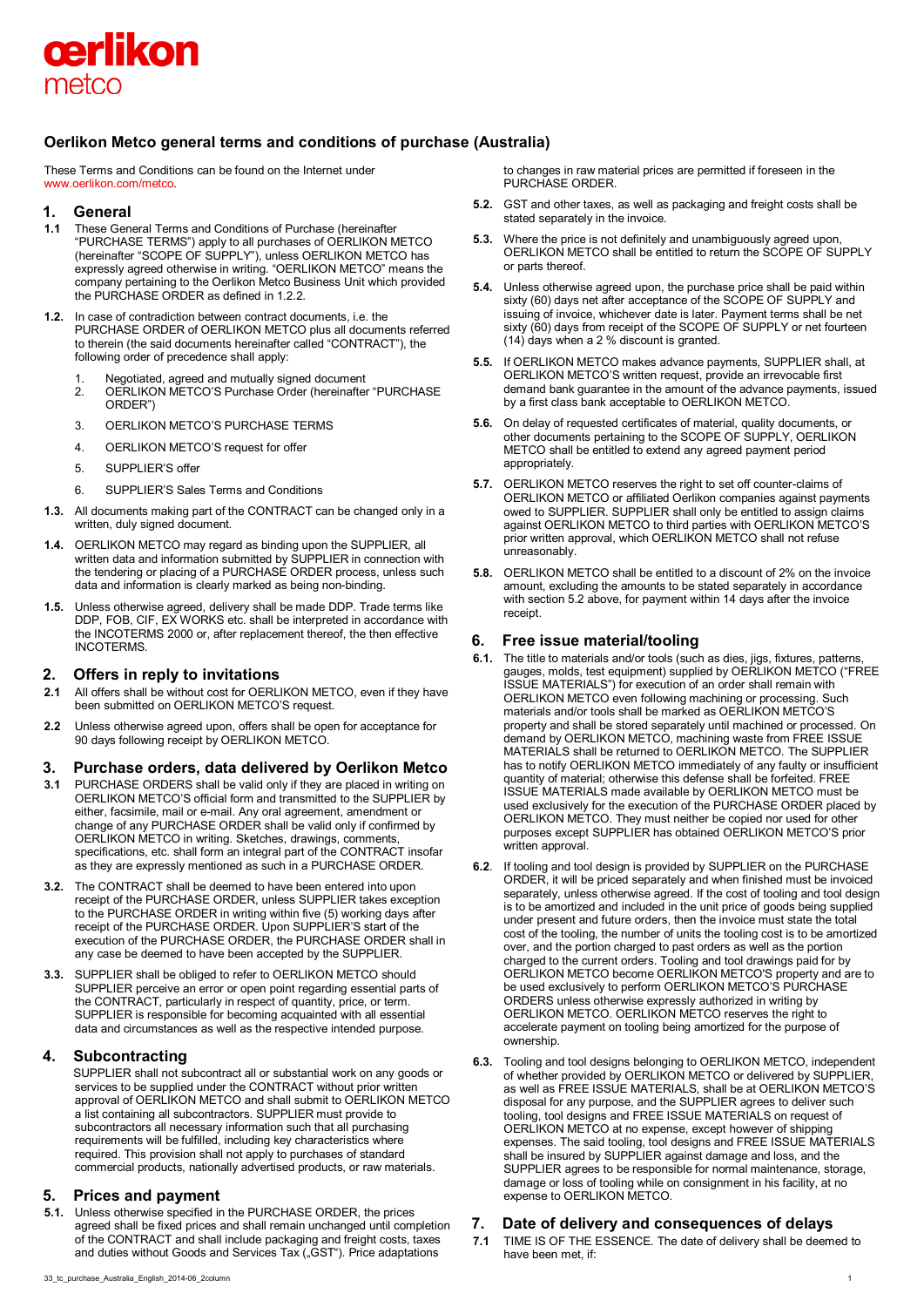# Oerlikon Metco general terms and conditions of purchase (Australia)

These Terms and Conditions can be found on the Internet under www.oerlikon.com/metco.

## 1. General

**1.1** These General Terms and Conditions of Purchase (hereinafter "PURCHASE TERMS") apply to all purchases of OERLIKON METCO (hereinafter "SCOPE OF SUPPLY"), unless OERLIKON METCO has expressly agreed otherwise in writing. "OERLIKON METCO" means the company pertaining to the Oerlikon Metco Business Unit which provided the PURCHASE ORDER as defined in 1.2.2.

**1.2.** In case of contradiction between contract documents, i.e. the PURCHASE ORDER of OERLIKON METCO plus all documents referred to therein (the said documents hereinafter called "CONTRACT"), the following order of precedence shall apply:

1. Negotiated, agreed and mutually signed document
2. OERLIKON METCO'S Purchase Order (hereinafter "PURCHASE ORDER")
3. OERLIKON METCO'S PURCHASE TERMS
4. OERLIKON METCO'S request for offer
5. SUPPLIER'S offer
6. SUPPLIER'S Sales Terms and Conditions

**1.3.** All documents making part of the CONTRACT can be changed only in a written, duly signed document.

**1.4.** OERLIKON METCO may regard as binding upon the SUPPLIER, all written data and information submitted by SUPPLIER in connection with the tendering or placing of a PURCHASE ORDER process, unless such data and information is clearly marked as being non-binding.

**1.5.** Unless otherwise agreed, delivery shall be made DDP. Trade terms like DDP, FOB, CIF, EX WORKS etc. shall be interpreted in accordance with the INCOTERMS 2000 or, after replacement thereof, the then effective INCOTERMS.

## 2. Offers in reply to invitations

**2.1** All offers shall be without cost for OERLIKON METCO, even if they have been submitted on OERLIKON METCO'S request.

**2.2** Unless otherwise agreed upon, offers shall be open for acceptance for 90 days following receipt by OERLIKON METCO.

## 3. Purchase orders, data delivered by Oerlikon Metco

**3.1** PURCHASE ORDERS shall be valid only if they are placed in writing on OERLIKON METCO'S official form and transmitted to the SUPPLIER by either, facsimile, mail or e-mail. Any oral agreement, amendment or change of any PURCHASE ORDER shall be valid only if confirmed by OERLIKON METCO in writing. Sketches, drawings, comments, specifications, etc. shall form an integral part of the CONTRACT insofar as they are expressly mentioned as such in a PURCHASE ORDER.

**3.2.** The CONTRACT shall be deemed to have been entered into upon receipt of the PURCHASE ORDER, unless SUPPLIER takes exception to the PURCHASE ORDER in writing within five (5) working days after receipt of the PURCHASE ORDER. Upon SUPPLIER'S start of the execution of the PURCHASE ORDER, the PURCHASE ORDER shall in any case be deemed to have been accepted by the SUPPLIER.

**3.3.** SUPPLIER shall be obliged to refer to OERLIKON METCO should SUPPLIER perceive an error or open point regarding essential parts of the CONTRACT, particularly in respect of quantity, price, or term. SUPPLIER is responsible for becoming acquainted with all essential data and circumstances as well as the respective intended purpose.

## 4. Subcontracting

SUPPLIER shall not subcontract all or substantial work on any goods or services to be supplied under the CONTRACT without prior written approval of OERLIKON METCO and shall submit to OERLIKON METCO a list containing all subcontractors. SUPPLIER must provide to subcontractors all necessary information such that all purchasing requirements will be fulfilled, including key characteristics where required. This provision shall not apply to purchases of standard commercial products, nationally advertised products, or raw materials.

## 5. Prices and payment

**5.1.** Unless otherwise specified in the PURCHASE ORDER, the prices agreed shall be fixed prices and shall remain unchanged until completion of the CONTRACT and shall include packaging and freight costs, taxes and duties without Goods and Services Tax („GST"). Price adaptations to changes in raw material prices are permitted if foreseen in the PURCHASE ORDER.

**5.2.** GST and other taxes, as well as packaging and freight costs shall be stated separately in the invoice.

**5.3.** Where the price is not definitely and unambiguously agreed upon, OERLIKON METCO shall be entitled to return the SCOPE OF SUPPLY or parts thereof.

**5.4.** Unless otherwise agreed upon, the purchase price shall be paid within sixty (60) days net after acceptance of the SCOPE OF SUPPLY and issuing of invoice, whichever date is later. Payment terms shall be net sixty (60) days from receipt of the SCOPE OF SUPPLY or net fourteen (14) days when a 2 % discount is granted.

**5.5.** If OERLIKON METCO makes advance payments, SUPPLIER shall, at OERLIKON METCO'S written request, provide an irrevocable first demand bank guarantee in the amount of the advance payments, issued by a first class bank acceptable to OERLIKON METCO.

**5.6.** On delay of requested certificates of material, quality documents, or other documents pertaining to the SCOPE OF SUPPLY, OERLIKON METCO shall be entitled to extend any agreed payment period appropriately.

**5.7.** OERLIKON METCO reserves the right to set off counter-claims of OERLIKON METCO or affiliated Oerlikon companies against payments owed to SUPPLIER. SUPPLIER shall only be entitled to assign claims against OERLIKON METCO to third parties with OERLIKON METCO'S prior written approval, which OERLIKON METCO shall not refuse unreasonably.

**5.8.** OERLIKON METCO shall be entitled to a discount of 2% on the invoice amount, excluding the amounts to be stated separately in accordance with section 5.2 above, for payment within 14 days after the invoice receipt.

## 6. Free issue material/tooling

**6.1.** The title to materials and/or tools (such as dies, jigs, fixtures, patterns, gauges, molds, test equipment) supplied by OERLIKON METCO ("FREE ISSUE MATERIALS") for execution of an order shall remain with OERLIKON METCO even following machining or processing. Such materials and/or tools shall be marked as OERLIKON METCO'S property and shall be stored separately until machined or processed. On demand by OERLIKON METCO, machining waste from FREE ISSUE MATERIALS shall be returned to OERLIKON METCO. The SUPPLIER has to notify OERLIKON METCO immediately of any faulty or insufficient quantity of material; otherwise this defense shall be forfeited. FREE ISSUE MATERIALS made available by OERLIKON METCO must be used exclusively for the execution of the PURCHASE ORDER placed by OERLIKON METCO. They must neither be copied nor used for other purposes except SUPPLIER has obtained OERLIKON METCO'S prior written approval.

**6.2.** If tooling and tool design is provided by SUPPLIER on the PURCHASE ORDER, it will be priced separately and when finished must be invoiced separately, unless otherwise agreed. If the cost of tooling and tool design is to be amortized and included in the unit price of goods being supplied under present and future orders, then the invoice must state the total cost of the tooling, the number of units the tooling cost is to be amortized over, and the portion charged to past orders as well as the portion charged to the current orders. Tooling and tool drawings paid for by OERLIKON METCO become OERLIKON METCO'S property and are to be used exclusively to perform OERLIKON METCO'S PURCHASE ORDERS unless otherwise expressly authorized in writing by OERLIKON METCO. OERLIKON METCO reserves the right to accelerate payment on tooling being amortized for the purpose of ownership.

**6.3.** Tooling and tool designs belonging to OERLIKON METCO, independent of whether provided by OERLIKON METCO or delivered by SUPPLIER, as well as FREE ISSUE MATERIALS, shall be at OERLIKON METCO'S disposal for any purpose, and the SUPPLIER agrees to deliver such tooling, tool designs and FREE ISSUE MATERIALS on request of OERLIKON METCO at no expense, except however of shipping expenses. The said tooling, tool designs and FREE ISSUE MATERIALS shall be insured by SUPPLIER against damage and loss, and the SUPPLIER agrees to be responsible for normal maintenance, storage, damage or loss of tooling while on consignment in his facility, at no expense to OERLIKON METCO.

## 7. Date of delivery and consequences of delays

**7.1** TIME IS OF THE ESSENCE. The date of delivery shall be deemed to have been met, if: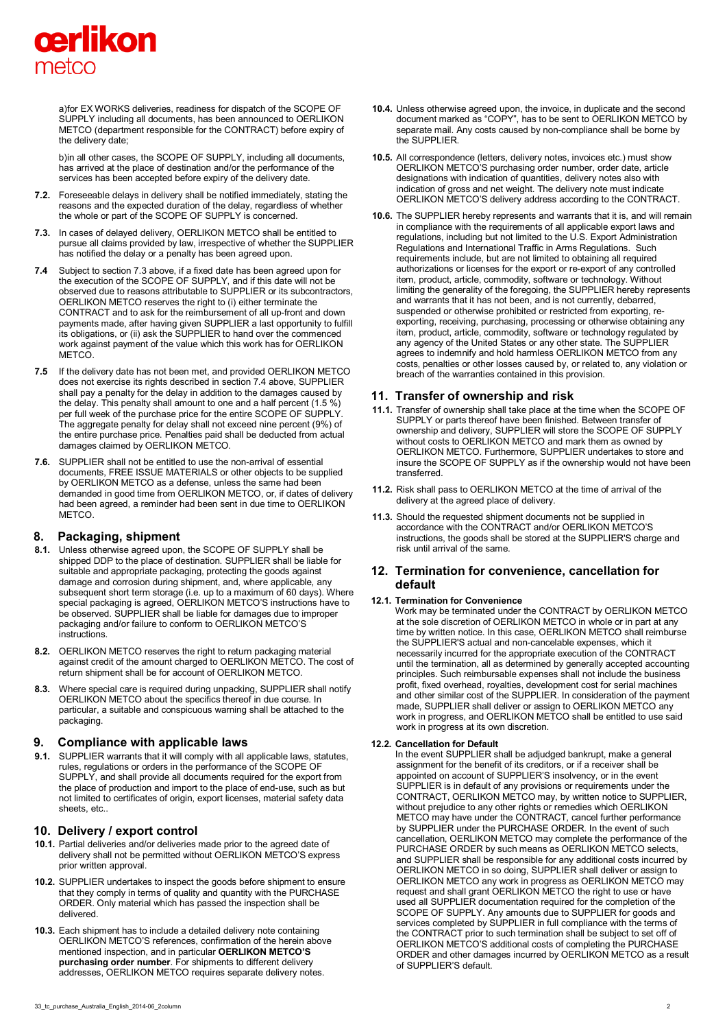a)for EX WORKS deliveries, readiness for dispatch of the SCOPE OF SUPPLY including all documents, has been announced to OERLIKON METCO (department responsible for the CONTRACT) before expiry of the delivery date;

b)in all other cases, the SCOPE OF SUPPLY, including all documents, has arrived at the place of destination and/or the performance of the services has been accepted before expiry of the delivery date.

**7.2.** Foreseeable delays in delivery shall be notified immediately, stating the reasons and the expected duration of the delay, regardless of whether the whole or part of the SCOPE OF SUPPLY is concerned.

**7.3.** In cases of delayed delivery, OERLIKON METCO shall be entitled to pursue all claims provided by law, irrespective of whether the SUPPLIER has notified the delay or a penalty has been agreed upon.

**7.4** Subject to section 7.3 above, if a fixed date has been agreed upon for the execution of the SCOPE OF SUPPLY, and if this date will not be observed due to reasons attributable to SUPPLIER or its subcontractors, OERLIKON METCO reserves the right to (i) either terminate the CONTRACT and to ask for the reimbursement of all up-front and down payments made, after having given SUPPLIER a last opportunity to fulfill its obligations, or (ii) ask the SUPPLIER to hand over the commenced work against payment of the value which this work has for OERLIKON METCO.

**7.5** If the delivery date has not been met, and provided OERLIKON METCO does not exercise its rights described in section 7.4 above, SUPPLIER shall pay a penalty for the delay in addition to the damages caused by the delay. This penalty shall amount to one and a half percent (1.5 %) per full week of the purchase price for the entire SCOPE OF SUPPLY. The aggregate penalty for delay shall not exceed nine percent (9%) of the entire purchase price. Penalties paid shall be deducted from actual damages claimed by OERLIKON METCO.

**7.6.** SUPPLIER shall not be entitled to use the non-arrival of essential documents, FREE ISSUE MATERIALS or other objects to be supplied by OERLIKON METCO as a defense, unless the same had been demanded in good time from OERLIKON METCO, or, if dates of delivery had been agreed, a reminder had been sent in due time to OERLIKON METCO.

## 8. Packaging, shipment

**8.1.** Unless otherwise agreed upon, the SCOPE OF SUPPLY shall be shipped DDP to the place of destination. SUPPLIER shall be liable for suitable and appropriate packaging, protecting the goods against damage and corrosion during shipment, and, where applicable, any subsequent short term storage (i.e. up to a maximum of 60 days). Where special packaging is agreed, OERLIKON METCO'S instructions have to be observed. SUPPLIER shall be liable for damages due to improper packaging and/or failure to conform to OERLIKON METCO'S instructions.

**8.2.** OERLIKON METCO reserves the right to return packaging material against credit of the amount charged to OERLIKON METCO. The cost of return shipment shall be for account of OERLIKON METCO.

**8.3.** Where special care is required during unpacking, SUPPLIER shall notify OERLIKON METCO about the specifics thereof in due course. In particular, a suitable and conspicuous warning shall be attached to the packaging.

## 9. Compliance with applicable laws

**9.1.** SUPPLIER warrants that it will comply with all applicable laws, statutes, rules, regulations or orders in the performance of the SCOPE OF SUPPLY, and shall provide all documents required for the export from the place of production and import to the place of end-use, such as but not limited to certificates of origin, export licenses, material safety data sheets, etc..

## 10. Delivery / export control

**10.1.** Partial deliveries and/or deliveries made prior to the agreed date of delivery shall not be permitted without OERLIKON METCO'S express prior written approval.

**10.2.** SUPPLIER undertakes to inspect the goods before shipment to ensure that they comply in terms of quality and quantity with the PURCHASE ORDER. Only material which has passed the inspection shall be delivered.

**10.3.** Each shipment has to include a detailed delivery note containing OERLIKON METCO'S references, confirmation of the herein above mentioned inspection, and in particular **OERLIKON METCO'S purchasing order number**. For shipments to different delivery addresses, OERLIKON METCO requires separate delivery notes.

**10.4.** Unless otherwise agreed upon, the invoice, in duplicate and the second document marked as "COPY", has to be sent to OERLIKON METCO by separate mail. Any costs caused by non-compliance shall be borne by the SUPPLIER.

**10.5.** All correspondence (letters, delivery notes, invoices etc.) must show OERLIKON METCO'S purchasing order number, order date, article designations with indication of quantities, delivery notes also with indication of gross and net weight. The delivery note must indicate OERLIKON METCO'S delivery address according to the CONTRACT.

**10.6.** The SUPPLIER hereby represents and warrants that it is, and will remain in compliance with the requirements of all applicable export laws and regulations, including but not limited to the U.S. Export Administration Regulations and International Traffic in Arms Regulations. Such requirements include, but are not limited to obtaining all required authorizations or licenses for the export or re-export of any controlled item, product, article, commodity, software or technology. Without limiting the generality of the foregoing, the SUPPLIER hereby represents and warrants that it has not been, and is not currently, debarred, suspended or otherwise prohibited or restricted from exporting, re-exporting, receiving, purchasing, processing or otherwise obtaining any item, product, article, commodity, software or technology regulated by any agency of the United States or any other state. The SUPPLIER agrees to indemnify and hold harmless OERLIKON METCO from any costs, penalties or other losses caused by, or related to, any violation or breach of the warranties contained in this provision.

## 11. Transfer of ownership and risk

**11.1.** Transfer of ownership shall take place at the time when the SCOPE OF SUPPLY or parts thereof have been finished. Between transfer of ownership and delivery, SUPPLIER will store the SCOPE OF SUPPLY without costs to OERLIKON METCO and mark them as owned by OERLIKON METCO. Furthermore, SUPPLIER undertakes to store and insure the SCOPE OF SUPPLY as if the ownership would not have been transferred.

**11.2.** Risk shall pass to OERLIKON METCO at the time of arrival of the delivery at the agreed place of delivery.

**11.3.** Should the requested shipment documents not be supplied in accordance with the CONTRACT and/or OERLIKON METCO'S instructions, the goods shall be stored at the SUPPLIER'S charge and risk until arrival of the same.

## 12. Termination for convenience, cancellation for default

**12.1. Termination for Convenience**

Work may be terminated under the CONTRACT by OERLIKON METCO at the sole discretion of OERLIKON METCO in whole or in part at any time by written notice. In this case, OERLIKON METCO shall reimburse the SUPPLIER'S actual and non-cancelable expenses, which it necessarily incurred for the appropriate execution of the CONTRACT until the termination, all as determined by generally accepted accounting principles. Such reimbursable expenses shall not include the business profit, fixed overhead, royalties, development cost for serial machines and other similar cost of the SUPPLIER. In consideration of the payment made, SUPPLIER shall deliver or assign to OERLIKON METCO any work in progress, and OERLIKON METCO shall be entitled to use said work in progress at its own discretion.

**12.2. Cancellation for Default**

In the event SUPPLIER shall be adjudged bankrupt, make a general assignment for the benefit of its creditors, or if a receiver shall be appointed on account of SUPPLIER'S insolvency, or in the event SUPPLIER is in default of any provisions or requirements under the CONTRACT, OERLIKON METCO may, by written notice to SUPPLIER, without prejudice to any other rights or remedies which OERLIKON METCO may have under the CONTRACT, cancel further performance by SUPPLIER under the PURCHASE ORDER. In the event of such cancellation, OERLIKON METCO may complete the performance of the PURCHASE ORDER by such means as OERLIKON METCO selects, and SUPPLIER shall be responsible for any additional costs incurred by OERLIKON METCO in so doing, SUPPLIER shall deliver or assign to OERLIKON METCO any work in progress as OERLIKON METCO may request and shall grant OERLIKON METCO the right to use or have used all SUPPLIER documentation required for the completion of the SCOPE OF SUPPLY. Any amounts due to SUPPLIER for goods and services completed by SUPPLIER in full compliance with the terms of the CONTRACT prior to such termination shall be subject to set off of OERLIKON METCO'S additional costs of completing the PURCHASE ORDER and other damages incurred by OERLIKON METCO as a result of SUPPLIER'S default.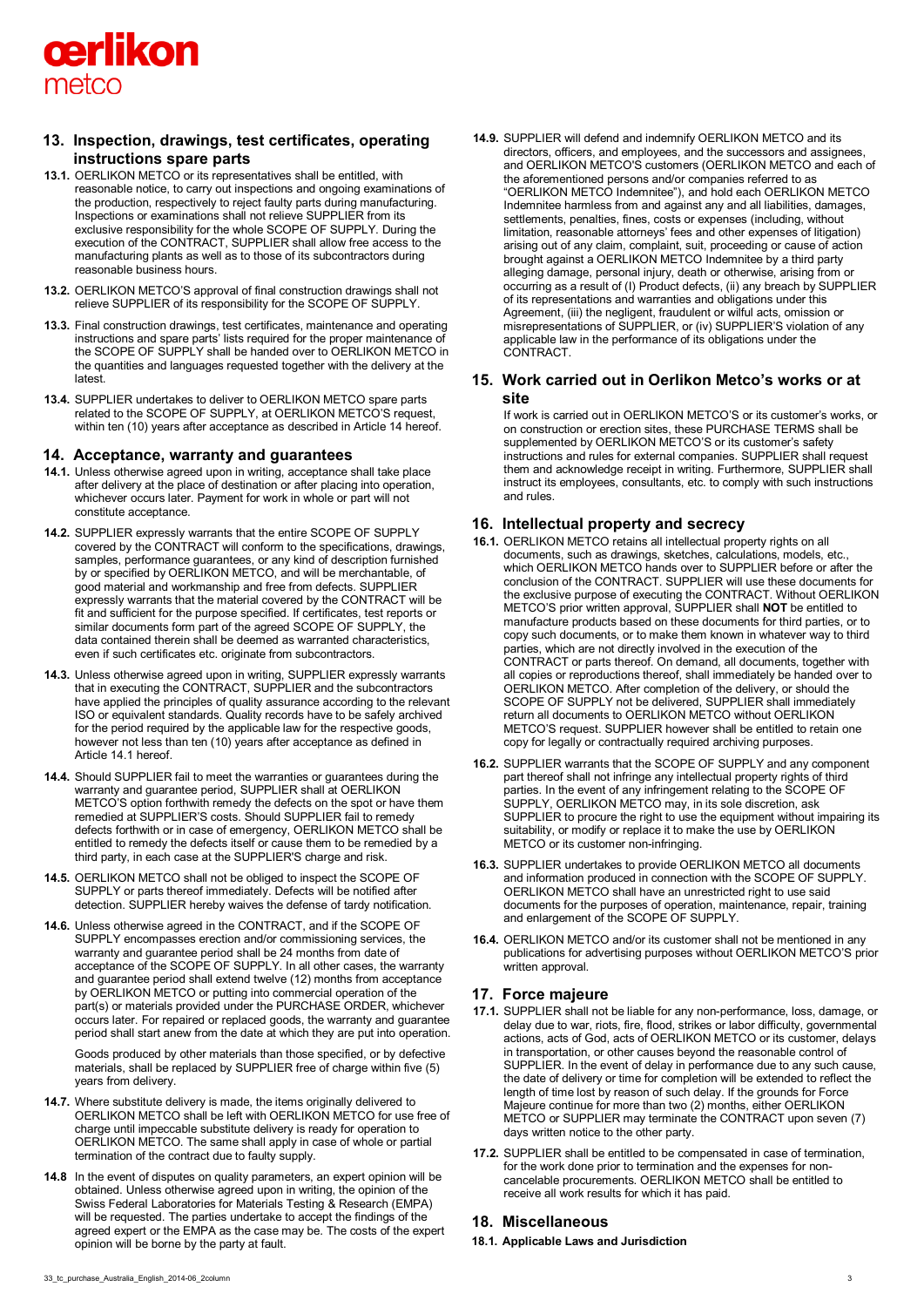## 13. Inspection, drawings, test certificates, operating instructions spare parts

**13.1.** OERLIKON METCO or its representatives shall be entitled, with reasonable notice, to carry out inspections and ongoing examinations of the production, respectively to reject faulty parts during manufacturing. Inspections or examinations shall not relieve SUPPLIER from its exclusive responsibility for the whole SCOPE OF SUPPLY. During the execution of the CONTRACT, SUPPLIER shall allow free access to the manufacturing plants as well as to those of its subcontractors during reasonable business hours.

**13.2.** OERLIKON METCO'S approval of final construction drawings shall not relieve SUPPLIER of its responsibility for the SCOPE OF SUPPLY.

**13.3.** Final construction drawings, test certificates, maintenance and operating instructions and spare parts' lists required for the proper maintenance of the SCOPE OF SUPPLY shall be handed over to OERLIKON METCO in the quantities and languages requested together with the delivery at the latest.

**13.4.** SUPPLIER undertakes to deliver to OERLIKON METCO spare parts related to the SCOPE OF SUPPLY, at OERLIKON METCO'S request, within ten (10) years after acceptance as described in Article 14 hereof.

## 14. Acceptance, warranty and guarantees

**14.1.** Unless otherwise agreed upon in writing, acceptance shall take place after delivery at the place of destination or after placing into operation, whichever occurs later. Payment for work in whole or part will not constitute acceptance.

**14.2.** SUPPLIER expressly warrants that the entire SCOPE OF SUPPLY covered by the CONTRACT will conform to the specifications, drawings, samples, performance guarantees, or any kind of description furnished by or specified by OERLIKON METCO, and will be merchantable, of good material and workmanship and free from defects. SUPPLIER expressly warrants that the material covered by the CONTRACT will be fit and sufficient for the purpose specified. If certificates, test reports or similar documents form part of the agreed SCOPE OF SUPPLY, the data contained therein shall be deemed as warranted characteristics, even if such certificates etc. originate from subcontractors.

**14.3.** Unless otherwise agreed upon in writing, SUPPLIER expressly warrants that in executing the CONTRACT, SUPPLIER and the subcontractors have applied the principles of quality assurance according to the relevant ISO or equivalent standards. Quality records have to be safely archived for the period required by the applicable law for the respective goods, however not less than ten (10) years after acceptance as defined in Article 14.1 hereof.

**14.4.** Should SUPPLIER fail to meet the warranties or guarantees during the warranty and guarantee period, SUPPLIER shall at OERLIKON METCO'S option forthwith remedy the defects on the spot or have them remedied at SUPPLIER'S costs. Should SUPPLIER fail to remedy defects forthwith or in case of emergency, OERLIKON METCO shall be entitled to remedy the defects itself or cause them to be remedied by a third party, in each case at the SUPPLIER'S charge and risk.

**14.5.** OERLIKON METCO shall not be obliged to inspect the SCOPE OF SUPPLY or parts thereof immediately. Defects will be notified after detection. SUPPLIER hereby waives the defense of tardy notification.

**14.6.** Unless otherwise agreed in the CONTRACT, and if the SCOPE OF SUPPLY encompasses erection and/or commissioning services, the warranty and guarantee period shall be 24 months from date of acceptance of the SCOPE OF SUPPLY. In all other cases, the warranty and guarantee period shall extend twelve (12) months from acceptance by OERLIKON METCO or putting into commercial operation of the part(s) or materials provided under the PURCHASE ORDER, whichever occurs later. For repaired or replaced goods, the warranty and guarantee period shall start anew from the date at which they are put into operation.

Goods produced by other materials than those specified, or by defective materials, shall be replaced by SUPPLIER free of charge within five (5) years from delivery.

**14.7.** Where substitute delivery is made, the items originally delivered to OERLIKON METCO shall be left with OERLIKON METCO for use free of charge until impeccable substitute delivery is ready for operation to OERLIKON METCO. The same shall apply in case of whole or partial termination of the contract due to faulty supply.

**14.8** In the event of disputes on quality parameters, an expert opinion will be obtained. Unless otherwise agreed upon in writing, the opinion of the Swiss Federal Laboratories for Materials Testing & Research (EMPA) will be requested. The parties undertake to accept the findings of the agreed expert or the EMPA as the case may be. The costs of the expert opinion will be borne by the party at fault.

**14.9.** SUPPLIER will defend and indemnify OERLIKON METCO and its directors, officers, and employees, and the successors and assignees, and OERLIKON METCO'S customers (OERLIKON METCO and each of the aforementioned persons and/or companies referred to as "OERLIKON METCO Indemnitee"), and hold each OERLIKON METCO Indemnitee harmless from and against any and all liabilities, damages, settlements, penalties, fines, costs or expenses (including, without limitation, reasonable attorneys' fees and other expenses of litigation) arising out of any claim, complaint, suit, proceeding or cause of action brought against a OERLIKON METCO Indemnitee by a third party alleging damage, personal injury, death or otherwise, arising from or occurring as a result of (I) Product defects, (ii) any breach by SUPPLIER of its representations and warranties and obligations under this Agreement, (iii) the negligent, fraudulent or wilful acts, omission or misrepresentations of SUPPLIER, or (iv) SUPPLIER'S violation of any applicable law in the performance of its obligations under the CONTRACT.

## 15. Work carried out in Oerlikon Metco's works or at site

If work is carried out in OERLIKON METCO'S or its customer's works, or on construction or erection sites, these PURCHASE TERMS shall be supplemented by OERLIKON METCO'S or its customer's safety instructions and rules for external companies. SUPPLIER shall request them and acknowledge receipt in writing. Furthermore, SUPPLIER shall instruct its employees, consultants, etc. to comply with such instructions and rules.

## 16. Intellectual property and secrecy

**16.1.** OERLIKON METCO retains all intellectual property rights on all documents, such as drawings, sketches, calculations, models, etc., which OERLIKON METCO hands over to SUPPLIER before or after the conclusion of the CONTRACT. SUPPLIER will use these documents for the exclusive purpose of executing the CONTRACT. Without OERLIKON METCO'S prior written approval, SUPPLIER shall **NOT** be entitled to manufacture products based on these documents for third parties, or to copy such documents, or to make them known in whatever way to third parties, which are not directly involved in the execution of the CONTRACT or parts thereof. On demand, all documents, together with all copies or reproductions thereof, shall immediately be handed over to OERLIKON METCO. After completion of the delivery, or should the SCOPE OF SUPPLY not be delivered, SUPPLIER shall immediately return all documents to OERLIKON METCO without OERLIKON METCO'S request. SUPPLIER however shall be entitled to retain one copy for legally or contractually required archiving purposes.

**16.2.** SUPPLIER warrants that the SCOPE OF SUPPLY and any component part thereof shall not infringe any intellectual property rights of third parties. In the event of any infringement relating to the SCOPE OF SUPPLY, OERLIKON METCO may, in its sole discretion, ask SUPPLIER to procure the right to use the equipment without impairing its suitability, or modify or replace it to make the use by OERLIKON METCO or its customer non-infringing.

**16.3.** SUPPLIER undertakes to provide OERLIKON METCO all documents and information produced in connection with the SCOPE OF SUPPLY. OERLIKON METCO shall have an unrestricted right to use said documents for the purposes of operation, maintenance, repair, training and enlargement of the SCOPE OF SUPPLY.

**16.4.** OERLIKON METCO and/or its customer shall not be mentioned in any publications for advertising purposes without OERLIKON METCO'S prior written approval.

## 17. Force majeure

**17.1.** SUPPLIER shall not be liable for any non-performance, loss, damage, or delay due to war, riots, fire, flood, strikes or labor difficulty, governmental actions, acts of God, acts of OERLIKON METCO or its customer, delays in transportation, or other causes beyond the reasonable control of SUPPLIER. In the event of delay in performance due to any such cause, the date of delivery or time for completion will be extended to reflect the length of time lost by reason of such delay. If the grounds for Force Majeure continue for more than two (2) months, either OERLIKON METCO or SUPPLIER may terminate the CONTRACT upon seven (7) days written notice to the other party.

**17.2.** SUPPLIER shall be entitled to be compensated in case of termination, for the work done prior to termination and the expenses for non-cancelable procurements. OERLIKON METCO shall be entitled to receive all work results for which it has paid.

## 18. Miscellaneous

**18.1. Applicable Laws and Jurisdiction**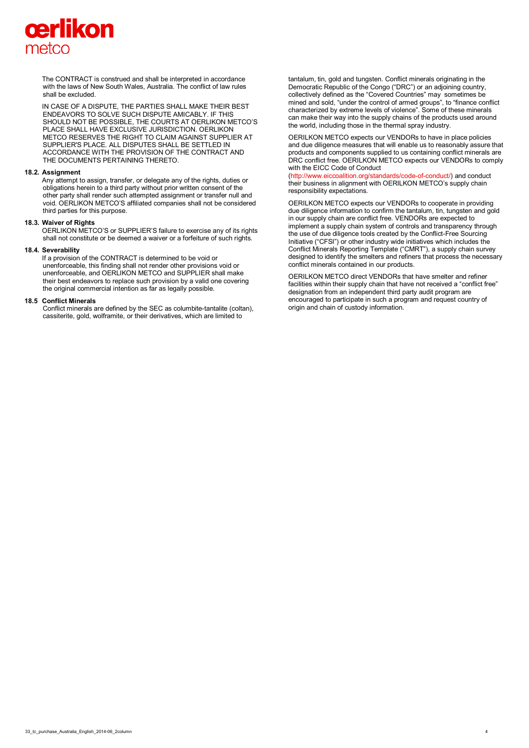The CONTRACT is construed and shall be interpreted in accordance with the laws of New South Wales, Australia. The conflict of law rules shall be excluded.

IN CASE OF A DISPUTE, THE PARTIES SHALL MAKE THEIR BEST ENDEAVORS TO SOLVE SUCH DISPUTE AMICABLY. IF THIS SHOULD NOT BE POSSIBLE, THE COURTS AT OERLIKON METCO'S PLACE SHALL HAVE EXCLUSIVE JURISDICTION. OERLIKON METCO RESERVES THE RIGHT TO CLAIM AGAINST SUPPLIER AT SUPPLIER'S PLACE. ALL DISPUTES SHALL BE SETTLED IN ACCORDANCE WITH THE PROVISION OF THE CONTRACT AND THE DOCUMENTS PERTAINING THERETO.

**18.2. Assignment**

Any attempt to assign, transfer, or delegate any of the rights, duties or obligations herein to a third party without prior written consent of the other party shall render such attempted assignment or transfer null and void. OERLIKON METCO'S affiliated companies shall not be considered third parties for this purpose.

**18.3. Waiver of Rights**

OERLIKON METCO'S or SUPPLIER'S failure to exercise any of its rights shall not constitute or be deemed a waiver or a forfeiture of such rights.

**18.4. Severability**

If a provision of the CONTRACT is determined to be void or unenforceable, this finding shall not render other provisions void or unenforceable, and OERLIKON METCO and SUPPLIER shall make their best endeavors to replace such provision by a valid one covering the original commercial intention as far as legally possible.

**18.5 Conflict Minerals**

Conflict minerals are defined by the SEC as columbite-tantalite (coltan), cassiterite, gold, wolframite, or their derivatives, which are limited to tantalum, tin, gold and tungsten. Conflict minerals originating in the Democratic Republic of the Congo ("DRC") or an adjoining country, collectively defined as the "Covered Countries" may sometimes be mined and sold, "under the control of armed groups", to "finance conflict characterized by extreme levels of violence". Some of these minerals can make their way into the supply chains of the products used around the world, including those in the thermal spray industry.

OERILKON METCO expects our VENDORs to have in place policies and due diligence measures that will enable us to reasonably assure that products and components supplied to us containing conflict minerals are DRC conflict free. OERILKON METCO expects our VENDORs to comply with the EICC Code of Conduct (http://www.eiccoalition.org/standards/code-of-conduct/) and conduct their business in alignment with OERILKON METCO's supply chain responsibility expectations.

OERILKON METCO expects our VENDORs to cooperate in providing due diligence information to confirm the tantalum, tin, tungsten and gold in our supply chain are conflict free. VENDORs are expected to implement a supply chain system of controls and transparency through the use of due diligence tools created by the Conflict-Free Sourcing Initiative ("CFSI") or other industry wide initiatives which includes the Conflict Minerals Reporting Template ("CMRT"), a supply chain survey designed to identify the smelters and refiners that process the necessary conflict minerals contained in our products.

OERILKON METCO direct VENDORs that have smelter and refiner facilities within their supply chain that have not received a "conflict free" designation from an independent third party audit program are encouraged to participate in such a program and request country of origin and chain of custody information.